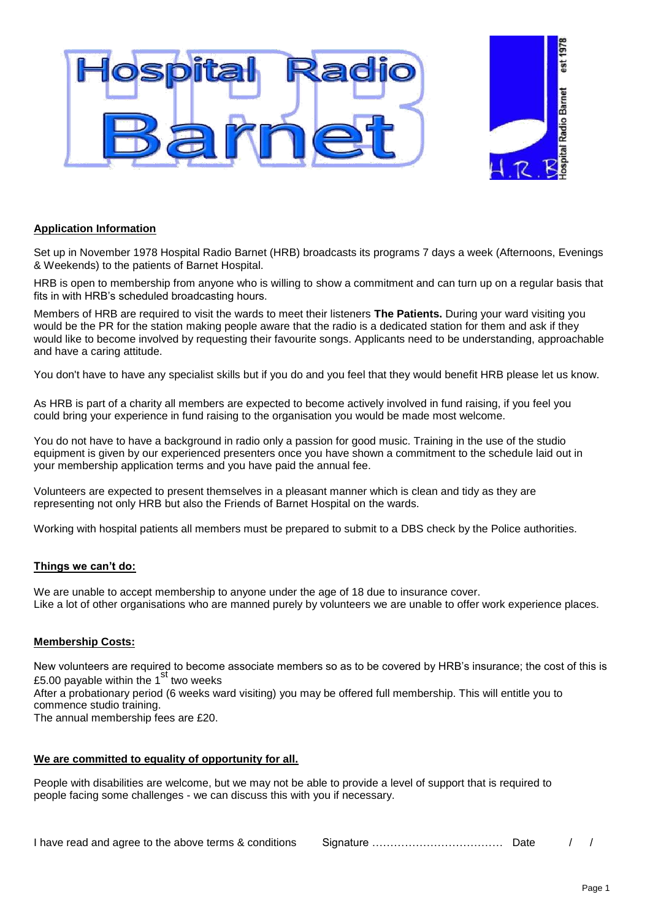# Hospital Radio Barnet

## Application Information

Set up in November 1978 Hospital Radio Barnet (HRB) broadcasts its programs 7 days a week (Afternoons, Evenings & Weekends) to the patients of Barnet Hospital.

HRB is open to membership from anyone who is willing to show a commitment and can turn up on a regular basis that fits in with HRB's scheduled broadcasting hours.

Members of HRB are required to visit the wards to meet their listeners **The Patients.** During your ward visiting you would be the PR for the station making people aware that the radio is a dedicated station for them and ask if they would like to become involved by requesting their favourite songs. Applicants need to be understanding, approachable and have a caring attitude.

You don't have to have any specialist skills but if you do and you feel that they would benefit HRB please let us know.

As HRB is part of a charity all members are expected to become actively involved in fund raising, if you feel you could bring your experience in fund raising to the organisation you would be made most welcome.

You do not have to have a background in radio only a passion for good music. Training in the use of the studio equipment is given by our experienced presenters once you have shown a commitment to the schedule laid out in your membership application terms and you have paid the annual fee.

Volunteers are expected to present themselves in a pleasant manner which is clean and tidy as they are representing not only HRB but also the Friends of Barnet Hospital on the wards.

Working with hospital patients all members must be prepared to submit to a DBS check by the Police authorities.

## Things we can't do:

We are unable to accept membership to anyone under the age of 18 due to insurance cover.
Like a lot of other organisations who are manned purely by volunteers we are unable to offer work experience places.

## Membership Costs:

New volunteers are required to become associate members so as to be covered by HRB's insurance; the cost of this is £5.00 payable within the 1st two weeks
After a probationary period (6 weeks ward visiting) you may be offered full membership. This will entitle you to commence studio training.
The annual membership fees are £20.

## We are committed to equality of opportunity for all.

People with disabilities are welcome, but we may not be able to provide a level of support that is required to people facing some challenges - we can discuss this with you if necessary.

I have read and agree to the above terms & conditions    Signature ………………………………    Date    /    /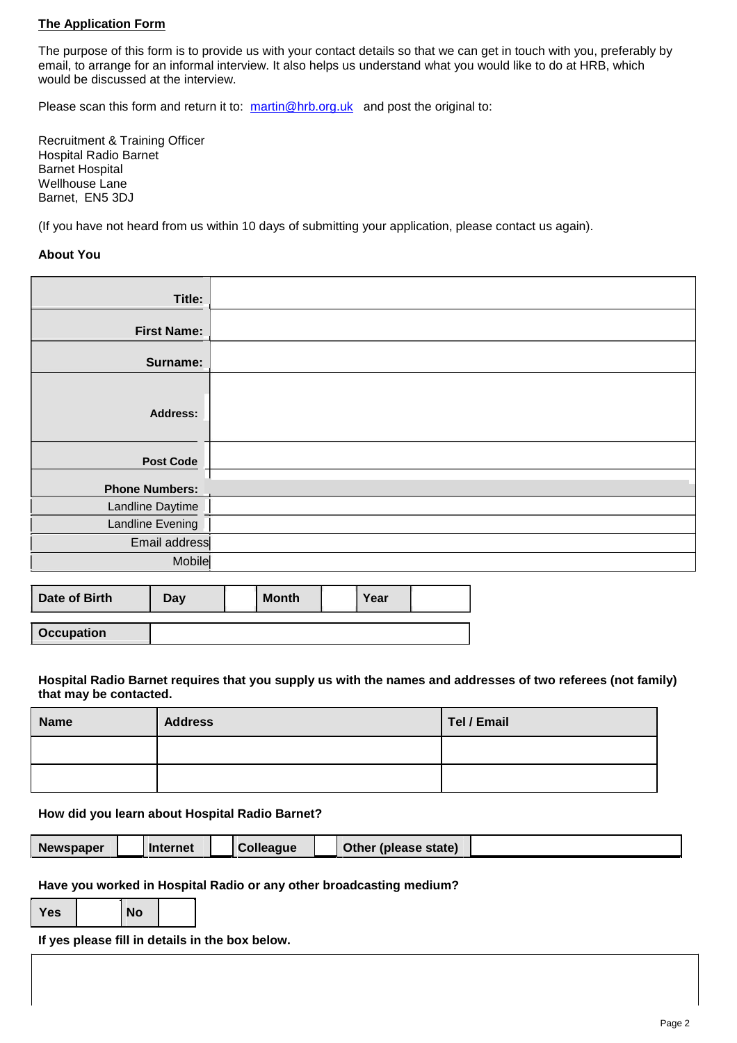## The Application Form

The purpose of this form is to provide us with your contact details so that we can get in touch with you, preferably by email, to arrange for an informal interview. It also helps us understand what you would like to do at HRB, which would be discussed at the interview.

Please scan this form and return it to: martin@hrb.org.uk and post the original to:

Recruitment & Training Officer
Hospital Radio Barnet
Barnet Hospital
Wellhouse Lane
Barnet, EN5 3DJ

(If you have not heard from us within 10 days of submitting your application, please contact us again).

### About You

| | |
|---|---|
| **Title:** | |
| **First Name:** | |
| **Surname:** | |
| **Address:** | |
| **Post Code** | |
| **Phone Numbers:** | |
| Landline Daytime | |
| Landline Evening | |
| Email address | |
| Mobile | |

| Date of Birth | Day | | Month | | Year | |
|---|---|---|---|---|---|---|

| Occupation | |
|---|---|

**Hospital Radio Barnet requires that you supply us with the names and addresses of two referees (not family) that may be contacted.**

| Name | Address | Tel / Email |
|---|---|---|
| | | |
| | | |

**How did you learn about Hospital Radio Barnet?**

| Newspaper | | Internet | | Colleague | | Other (please state) | |
|---|---|---|---|---|---|---|---|

**Have you worked in Hospital Radio or any other broadcasting medium?**

| Yes | | No | |
|---|---|---|---|

**If yes please fill in details in the box below.**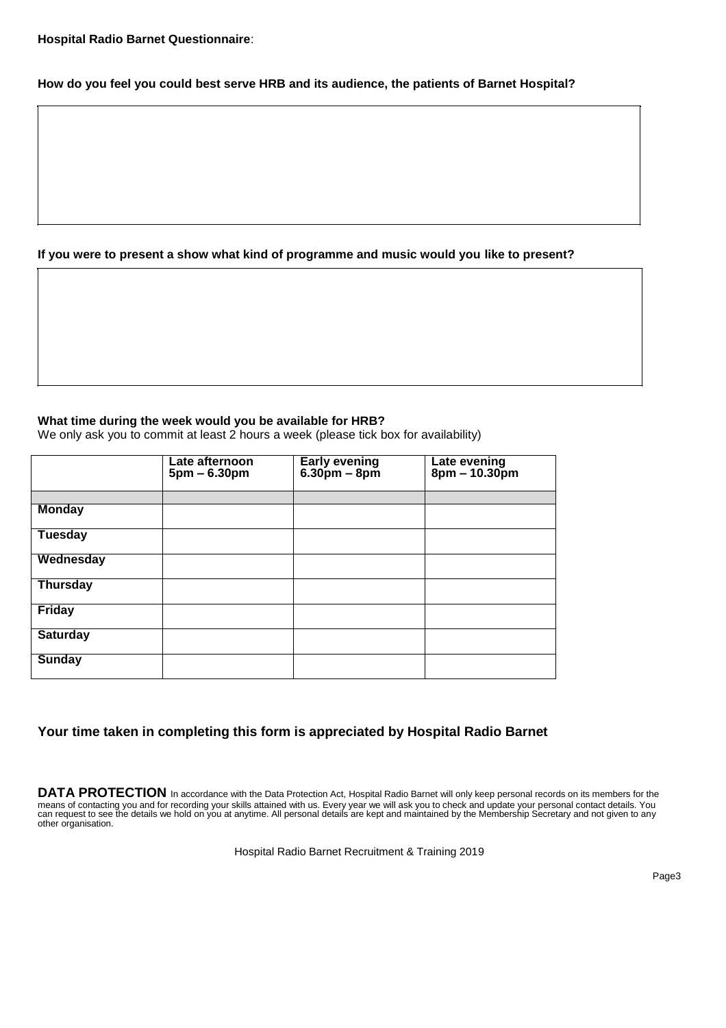**Hospital Radio Barnet Questionnaire**:

**How do you feel you could best serve HRB and its audience, the patients of Barnet Hospital?**

**If you were to present a show what kind of programme and music would you like to present?**

**What time during the week would you be available for HRB?**

We only ask you to commit at least 2 hours a week (please tick box for availability)

| | Late afternoon 5pm – 6.30pm | Early evening 6.30pm – 8pm | Late evening 8pm – 10.30pm |
|---|---|---|---|
| | | | |
| **Monday** | | | |
| **Tuesday** | | | |
| **Wednesday** | | | |
| **Thursday** | | | |
| **Friday** | | | |
| **Saturday** | | | |
| **Sunday** | | | |

## Your time taken in completing this form is appreciated by Hospital Radio Barnet

**DATA PROTECTION** In accordance with the Data Protection Act, Hospital Radio Barnet will only keep personal records on its members for the means of contacting you and for recording your skills attained with us. Every year we will ask you to check and update your personal contact details. You can request to see the details we hold on you at anytime. All personal details are kept and maintained by the Membership Secretary and not given to any other organisation.

Hospital Radio Barnet Recruitment & Training 2019